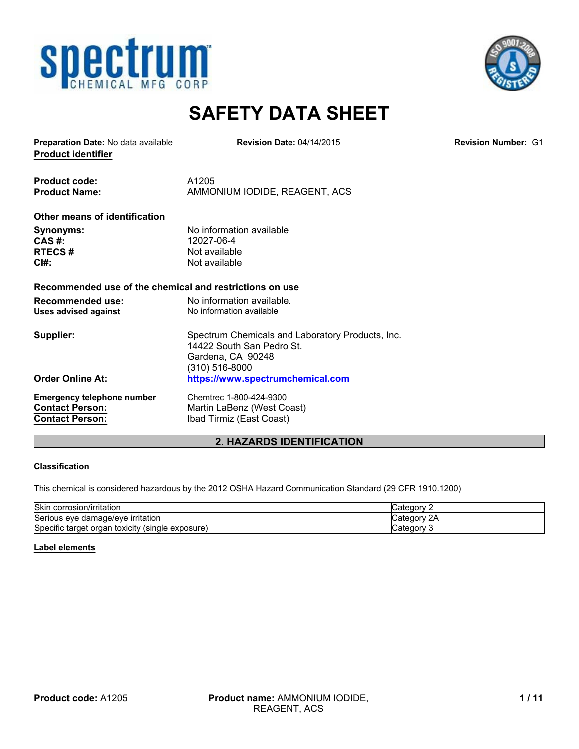# SAFETY DATA SHEET

**Preparation Date:** No data available **Revision Date:** 04/14/2015 **Revision Number:** G1

**Product identifier**

**Product code:** A1205
**Product Name:** AMMONIUM IODIDE, REAGENT, ACS

**Other means of identification**

**Synonyms:** No information available
**CAS #:** 12027-06-4
**RTECS #** Not available
**CI#:** Not available

**Recommended use of the chemical and restrictions on use**

**Recommended use:** No information available.
**Uses advised against** No information available

**Supplier:** Spectrum Chemicals and Laboratory Products, Inc.
14422 South San Pedro St.
Gardena, CA 90248
(310) 516-8000

**Order Online At:** https://www.spectrumchemical.com

**Emergency telephone number** Chemtrec 1-800-424-9300
**Contact Person:** Martin LaBenz (West Coast)
**Contact Person:** Ibad Tirmiz (East Coast)

## 2. HAZARDS IDENTIFICATION

**Classification**

This chemical is considered hazardous by the 2012 OSHA Hazard Communication Standard (29 CFR 1910.1200)

| | |
|---|---|
| Skin corrosion/irritation | Category 2 |
| Serious eye damage/eye irritation | Category 2A |
| Specific target organ toxicity (single exposure) | Category 3 |

**Label elements**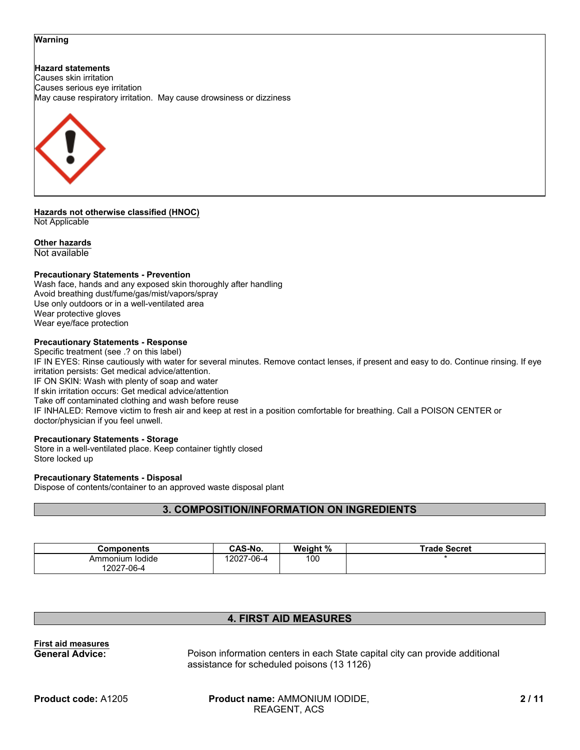**Warning**

**Hazard statements**
Causes skin irritation
Causes serious eye irritation
May cause respiratory irritation.  May cause drowsiness or dizziness

**Hazards not otherwise classified (HNOC)**
Not Applicable

**Other hazards**
Not available

**Precautionary Statements - Prevention**
Wash face, hands and any exposed skin thoroughly after handling
Avoid breathing dust/fume/gas/mist/vapors/spray
Use only outdoors or in a well-ventilated area
Wear protective gloves
Wear eye/face protection

**Precautionary Statements - Response**
Specific treatment (see .? on this label)
IF IN EYES: Rinse cautiously with water for several minutes. Remove contact lenses, if present and easy to do. Continue rinsing. If eye irritation persists: Get medical advice/attention.
IF ON SKIN: Wash with plenty of soap and water
If skin irritation occurs: Get medical advice/attention
Take off contaminated clothing and wash before reuse
IF INHALED: Remove victim to fresh air and keep at rest in a position comfortable for breathing. Call a POISON CENTER or doctor/physician if you feel unwell.

**Precautionary Statements - Storage**
Store in a well-ventilated place. Keep container tightly closed
Store locked up

**Precautionary Statements - Disposal**
Dispose of contents/container to an approved waste disposal plant

## 3. COMPOSITION/INFORMATION ON INGREDIENTS

| Components | CAS-No. | Weight % | Trade Secret |
|---|---|---|---|
| Ammonium Iodide 12027-06-4 | 12027-06-4 | 100 | * |

## 4. FIRST AID MEASURES

**First aid measures**

**General Advice:** Poison information centers in each State capital city can provide additional assistance for scheduled poisons (13 1126)

**Product code:** A1205 **Product name:** AMMONIUM IODIDE, REAGENT, ACS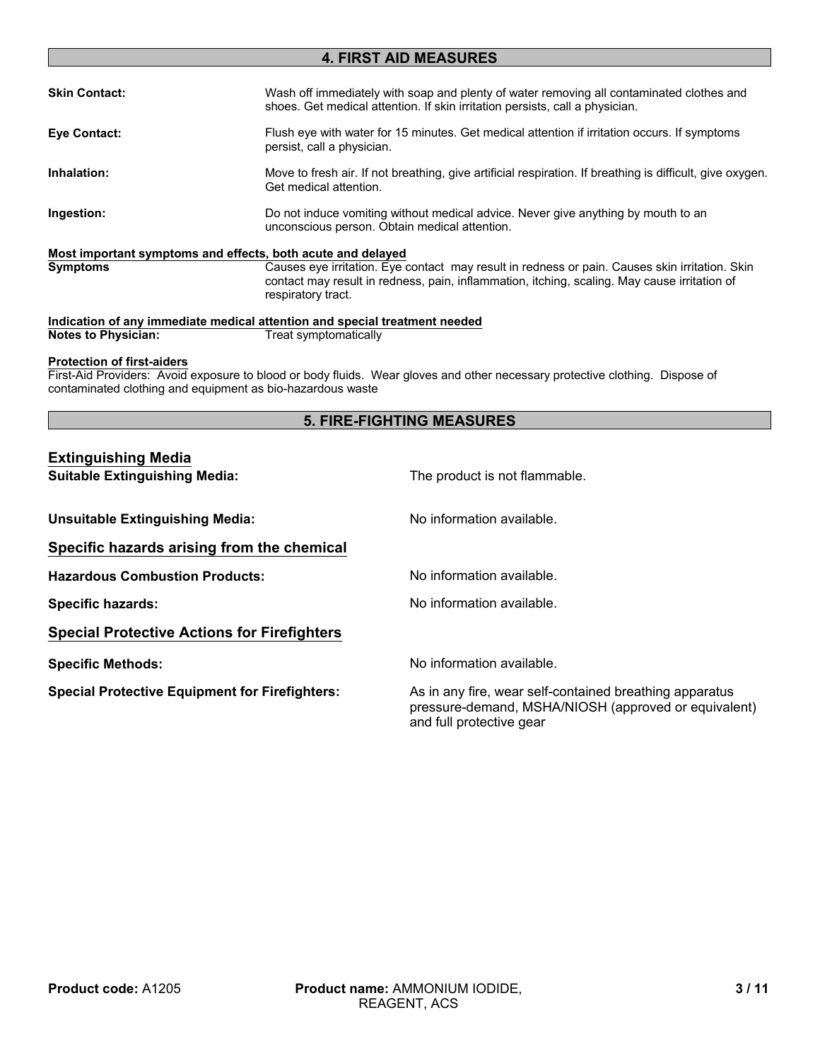## 4. FIRST AID MEASURES

**Skin Contact:** Wash off immediately with soap and plenty of water removing all contaminated clothes and shoes. Get medical attention. If skin irritation persists, call a physician.

**Eye Contact:** Flush eye with water for 15 minutes. Get medical attention if irritation occurs. If symptoms persist, call a physician.

**Inhalation:** Move to fresh air. If not breathing, give artificial respiration. If breathing is difficult, give oxygen. Get medical attention.

**Ingestion:** Do not induce vomiting without medical advice. Never give anything by mouth to an unconscious person. Obtain medical attention.

**Most important symptoms and effects, both acute and delayed**

**Symptoms** Causes eye irritation. Eye contact may result in redness or pain. Causes skin irritation. Skin contact may result in redness, pain, inflammation, itching, scaling. May cause irritation of respiratory tract.

**Indication of any immediate medical attention and special treatment needed**

**Notes to Physician:** Treat symptomatically

**Protection of first-aiders**

First-Aid Providers: Avoid exposure to blood or body fluids. Wear gloves and other necessary protective clothing. Dispose of contaminated clothing and equipment as bio-hazardous waste

## 5. FIRE-FIGHTING MEASURES

### Extinguishing Media

**Suitable Extinguishing Media:** The product is not flammable.

**Unsuitable Extinguishing Media:** No information available.

### Specific hazards arising from the chemical

**Hazardous Combustion Products:** No information available.

**Specific hazards:** No information available.

### Special Protective Actions for Firefighters

**Specific Methods:** No information available.

**Special Protective Equipment for Firefighters:** As in any fire, wear self-contained breathing apparatus pressure-demand, MSHA/NIOSH (approved or equivalent) and full protective gear

**Product code:** A1205 **Product name:** AMMONIUM IODIDE, REAGENT, ACS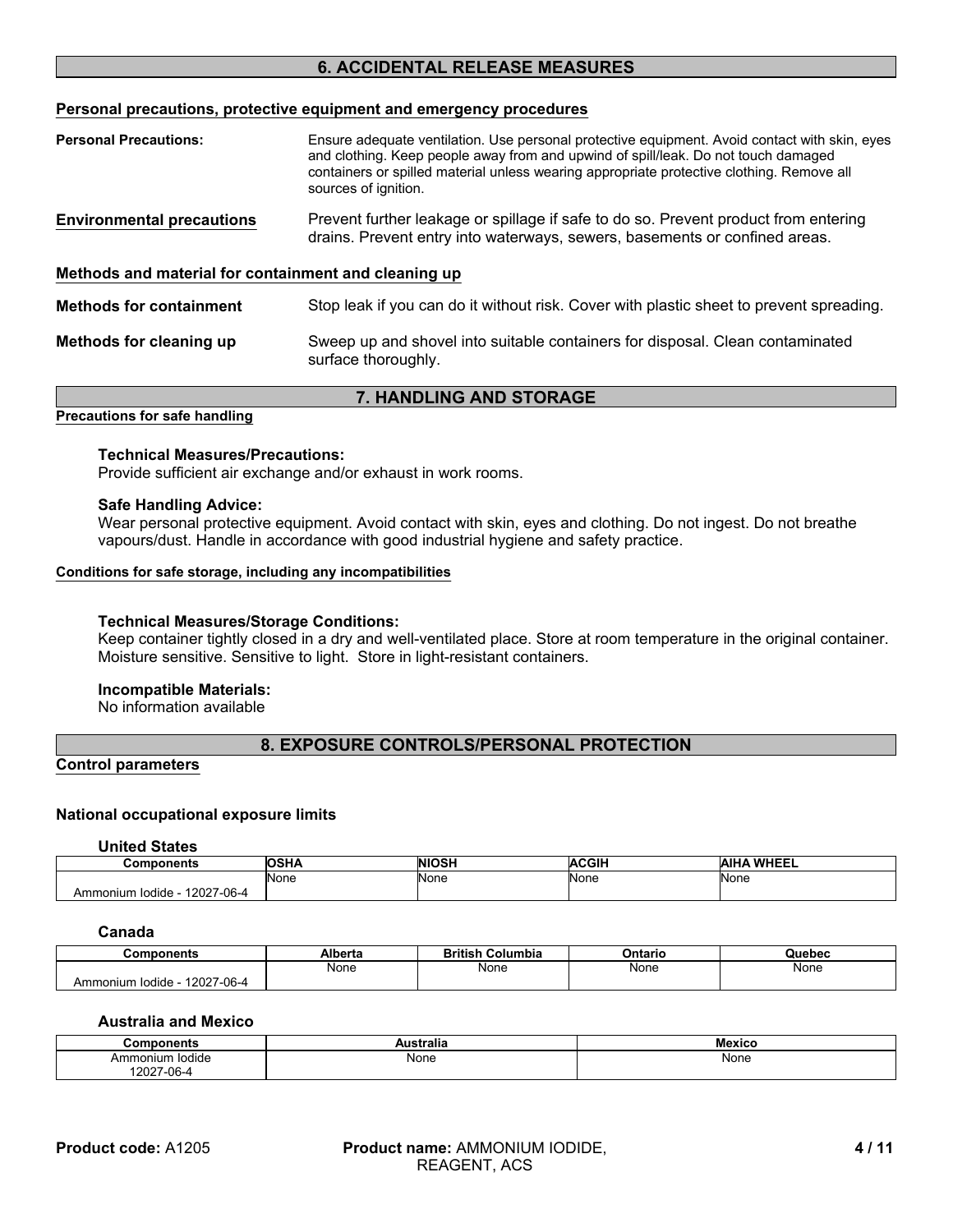## 6. ACCIDENTAL RELEASE MEASURES

### Personal precautions, protective equipment and emergency procedures

**Personal Precautions:** Ensure adequate ventilation. Use personal protective equipment. Avoid contact with skin, eyes and clothing. Keep people away from and upwind of spill/leak. Do not touch damaged containers or spilled material unless wearing appropriate protective clothing. Remove all sources of ignition.

**Environmental precautions** Prevent further leakage or spillage if safe to do so. Prevent product from entering drains. Prevent entry into waterways, sewers, basements or confined areas.

### Methods and material for containment and cleaning up

**Methods for containment** Stop leak if you can do it without risk. Cover with plastic sheet to prevent spreading.

**Methods for cleaning up** Sweep up and shovel into suitable containers for disposal. Clean contaminated surface thoroughly.

## 7. HANDLING AND STORAGE

### Precautions for safe handling

**Technical Measures/Precautions:**
Provide sufficient air exchange and/or exhaust in work rooms.

**Safe Handling Advice:**
Wear personal protective equipment. Avoid contact with skin, eyes and clothing. Do not ingest. Do not breathe vapours/dust. Handle in accordance with good industrial hygiene and safety practice.

### Conditions for safe storage, including any incompatibilities

**Technical Measures/Storage Conditions:**
Keep container tightly closed in a dry and well-ventilated place. Store at room temperature in the original container. Moisture sensitive. Sensitive to light. Store in light-resistant containers.

**Incompatible Materials:**
No information available

## 8. EXPOSURE CONTROLS/PERSONAL PROTECTION

### Control parameters

**National occupational exposure limits**

**United States**

| Components | OSHA | NIOSH | ACGIH | AIHA WHEEL |
|---|---|---|---|---|
| Ammonium Iodide - 12027-06-4 | None | None | None | None |

**Canada**

| Components | Alberta | British Columbia | Ontario | Quebec |
|---|---|---|---|---|
| Ammonium Iodide - 12027-06-4 | None | None | None | None |

**Australia and Mexico**

| Components | Australia | Mexico |
|---|---|---|
| Ammonium Iodide 12027-06-4 | None | None |

**Product code:** A1205 **Product name:** AMMONIUM IODIDE, REAGENT, ACS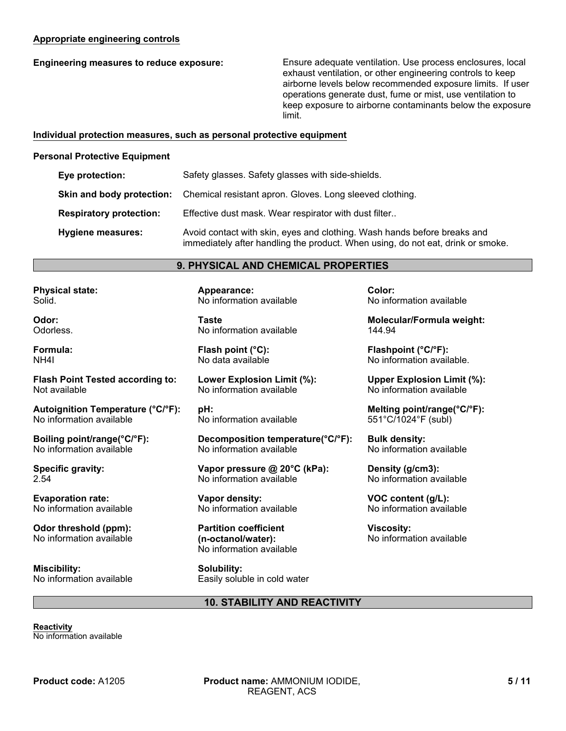**Appropriate engineering controls**

**Engineering measures to reduce exposure:** Ensure adequate ventilation. Use process enclosures, local exhaust ventilation, or other engineering controls to keep airborne levels below recommended exposure limits. If user operations generate dust, fume or mist, use ventilation to keep exposure to airborne contaminants below the exposure limit.

**Individual protection measures, such as personal protective equipment**

**Personal Protective Equipment**

**Eye protection:** Safety glasses. Safety glasses with side-shields.

**Skin and body protection:** Chemical resistant apron. Gloves. Long sleeved clothing.

**Respiratory protection:** Effective dust mask. Wear respirator with dust filter..

**Hygiene measures:** Avoid contact with skin, eyes and clothing. Wash hands before breaks and immediately after handling the product. When using, do not eat, drink or smoke.

## 9. PHYSICAL AND CHEMICAL PROPERTIES

**Physical state:**
Solid.

**Appearance:**
No information available

**Color:**
No information available

**Odor:**
Odorless.

**Taste**
No information available

**Molecular/Formula weight:**
144.94

**Formula:**
$NH_4I$

**Flash point (°C):**
No data available

**Flashpoint (°C/°F):**
No information available.

**Flash Point Tested according to:**
Not available

**Lower Explosion Limit (%):**
No information available

**Upper Explosion Limit (%):**
No information available

**Autoignition Temperature (°C/°F):**
No information available

**pH:**
No information available

**Melting point/range(°C/°F):**
551°C/1024°F (subl)

**Boiling point/range(°C/°F):**
No information available

**Decomposition temperature(°C/°F):**
No information available

**Bulk density:**
No information available

**Specific gravity:**
2.54

**Vapor pressure @ 20°C (kPa):**
No information available

**Density (g/cm3):**
No information available

**Evaporation rate:**
No information available

**Vapor density:**
No information available

**VOC content (g/L):**
No information available

**Odor threshold (ppm):**
No information available

**Partition coefficient (n-octanol/water):**
No information available

**Viscosity:**
No information available

**Miscibility:**
No information available

**Solubility:**
Easily soluble in cold water

## 10. STABILITY AND REACTIVITY

**Reactivity**
No information available

**Product code:** A1205 **Product name:** AMMONIUM IODIDE, REAGENT, ACS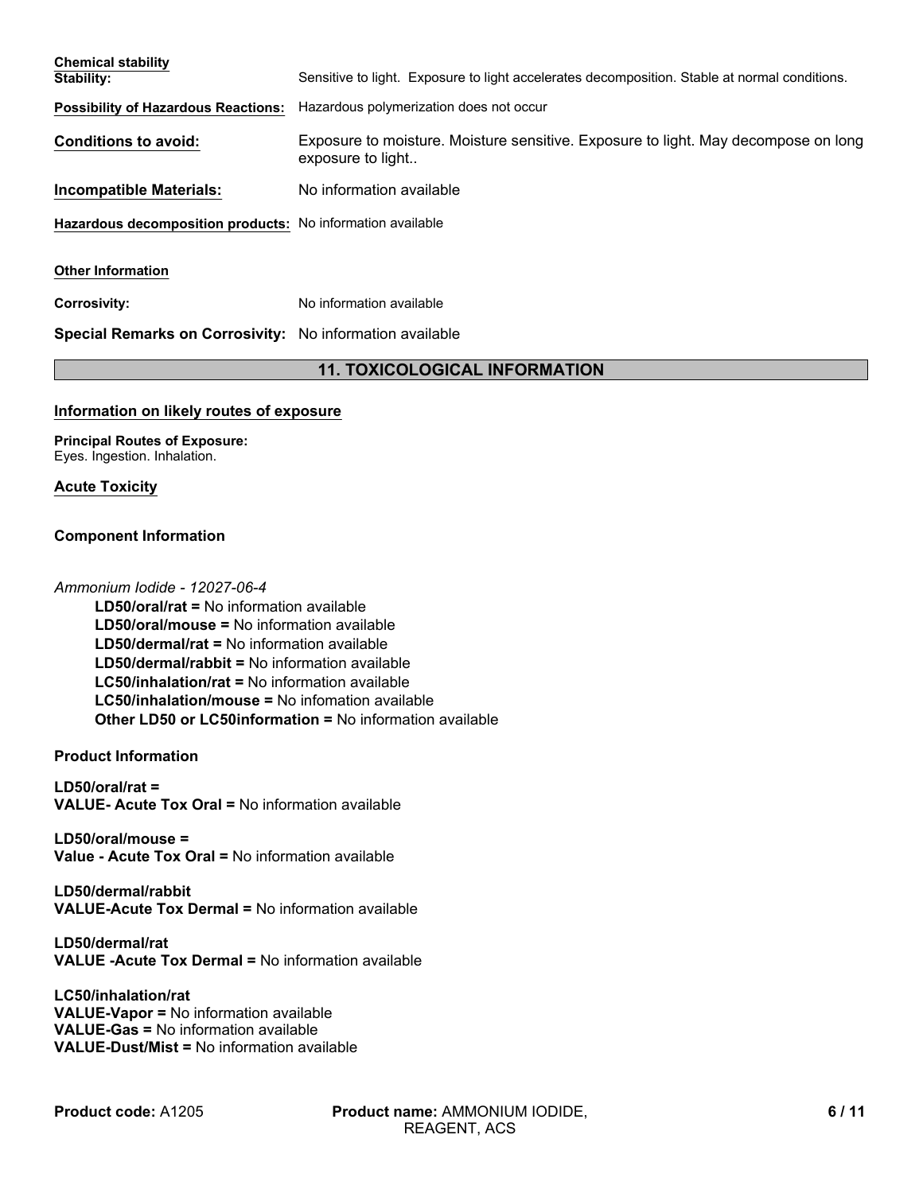**Chemical stability**

**Stability:** Sensitive to light. Exposure to light accelerates decomposition. Stable at normal conditions.

**Possibility of Hazardous Reactions:** Hazardous polymerization does not occur

**Conditions to avoid:** Exposure to moisture. Moisture sensitive. Exposure to light. May decompose on long exposure to light..

**Incompatible Materials:** No information available

**Hazardous decomposition products:** No information available

**Other Information**

**Corrosivity:** No information available

**Special Remarks on Corrosivity:** No information available

## 11. TOXICOLOGICAL INFORMATION

**Information on likely routes of exposure**

**Principal Routes of Exposure:**
Eyes. Ingestion. Inhalation.

**Acute Toxicity**

**Component Information**

*Ammonium Iodide - 12027-06-4*

- **LD50/oral/rat =** No information available
- **LD50/oral/mouse =** No information available
- **LD50/dermal/rat =** No information available
- **LD50/dermal/rabbit =** No information available
- **LC50/inhalation/rat =** No information available
- **LC50/inhalation/mouse =** No infomation available
- **Other LD50 or LC50information =** No information available

**Product Information**

**LD50/oral/rat =**
**VALUE- Acute Tox Oral =** No information available

**LD50/oral/mouse =**
**Value - Acute Tox Oral =** No information available

**LD50/dermal/rabbit**
**VALUE-Acute Tox Dermal =** No information available

**LD50/dermal/rat**
**VALUE -Acute Tox Dermal =** No information available

**LC50/inhalation/rat**
**VALUE-Vapor =** No information available
**VALUE-Gas =** No information available
**VALUE-Dust/Mist =** No information available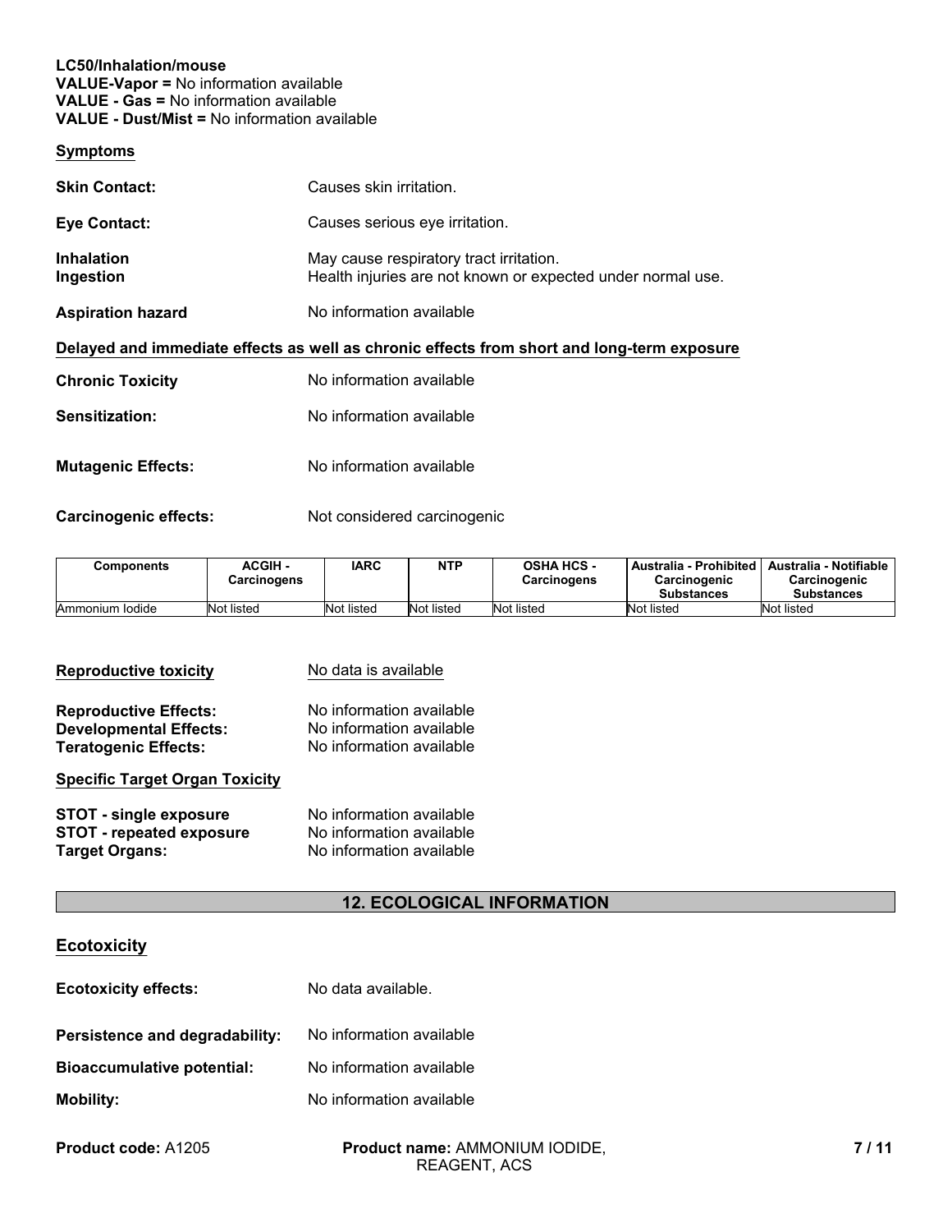**LC50/Inhalation/mouse**
**VALUE-Vapor =** No information available
**VALUE - Gas =** No information available
**VALUE - Dust/Mist =** No information available

**Symptoms**

**Skin Contact:** Causes skin irritation.

**Eye Contact:** Causes serious eye irritation.

**Inhalation** May cause respiratory tract irritation.
**Ingestion** Health injuries are not known or expected under normal use.

**Aspiration hazard** No information available

**Delayed and immediate effects as well as chronic effects from short and long-term exposure**

**Chronic Toxicity** No information available

**Sensitization:** No information available

**Mutagenic Effects:** No information available

**Carcinogenic effects:** Not considered carcinogenic

| Components | ACGIH - Carcinogens | IARC | NTP | OSHA HCS - Carcinogens | Australia - Prohibited Carcinogenic Substances | Australia - Notifiable Carcinogenic Substances |
|---|---|---|---|---|---|---|
| Ammonium Iodide | Not listed | Not listed | Not listed | Not listed | Not listed | Not listed |

**Reproductive toxicity** No data is available

**Reproductive Effects:** No information available
**Developmental Effects:** No information available
**Teratogenic Effects:** No information available

**Specific Target Organ Toxicity**

**STOT - single exposure** No information available
**STOT - repeated exposure** No information available
**Target Organs:** No information available

## 12. ECOLOGICAL INFORMATION

**Ecotoxicity**

**Ecotoxicity effects:** No data available.

**Persistence and degradability:** No information available

**Bioaccumulative potential:** No information available

**Mobility:** No information available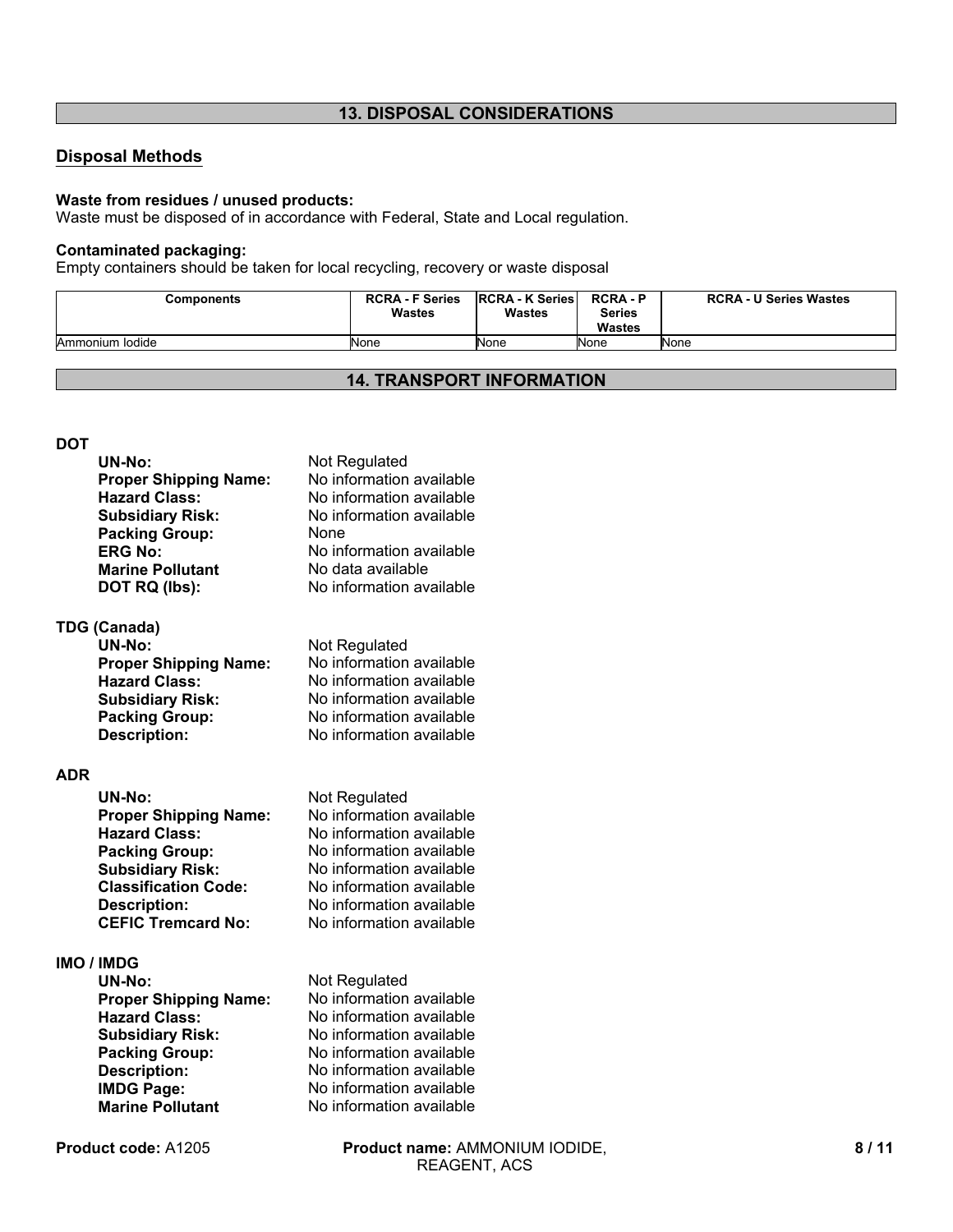## 13. DISPOSAL CONSIDERATIONS

### Disposal Methods

**Waste from residues / unused products:**
Waste must be disposed of in accordance with Federal, State and Local regulation.

**Contaminated packaging:**
Empty containers should be taken for local recycling, recovery or waste disposal

| Components | RCRA - F Series Wastes | RCRA - K Series Wastes | RCRA - P Series Wastes | RCRA - U Series Wastes |
|---|---|---|---|---|
| Ammonium Iodide | None | None | None | None |

## 14. TRANSPORT INFORMATION

**DOT**

- **UN-No:** Not Regulated
- **Proper Shipping Name:** No information available
- **Hazard Class:** No information available
- **Subsidiary Risk:** No information available
- **Packing Group:** None
- **ERG No:** No information available
- **Marine Pollutant** No data available
- **DOT RQ (lbs):** No information available

**TDG (Canada)**

- **UN-No:** Not Regulated
- **Proper Shipping Name:** No information available
- **Hazard Class:** No information available
- **Subsidiary Risk:** No information available
- **Packing Group:** No information available
- **Description:** No information available

**ADR**

- **UN-No:** Not Regulated
- **Proper Shipping Name:** No information available
- **Hazard Class:** No information available
- **Packing Group:** No information available
- **Subsidiary Risk:** No information available
- **Classification Code:** No information available
- **Description:** No information available
- **CEFIC Tremcard No:** No information available

**IMO / IMDG**

- **UN-No:** Not Regulated
- **Proper Shipping Name:** No information available
- **Hazard Class:** No information available
- **Subsidiary Risk:** No information available
- **Packing Group:** No information available
- **Description:** No information available
- **IMDG Page:** No information available
- **Marine Pollutant** No information available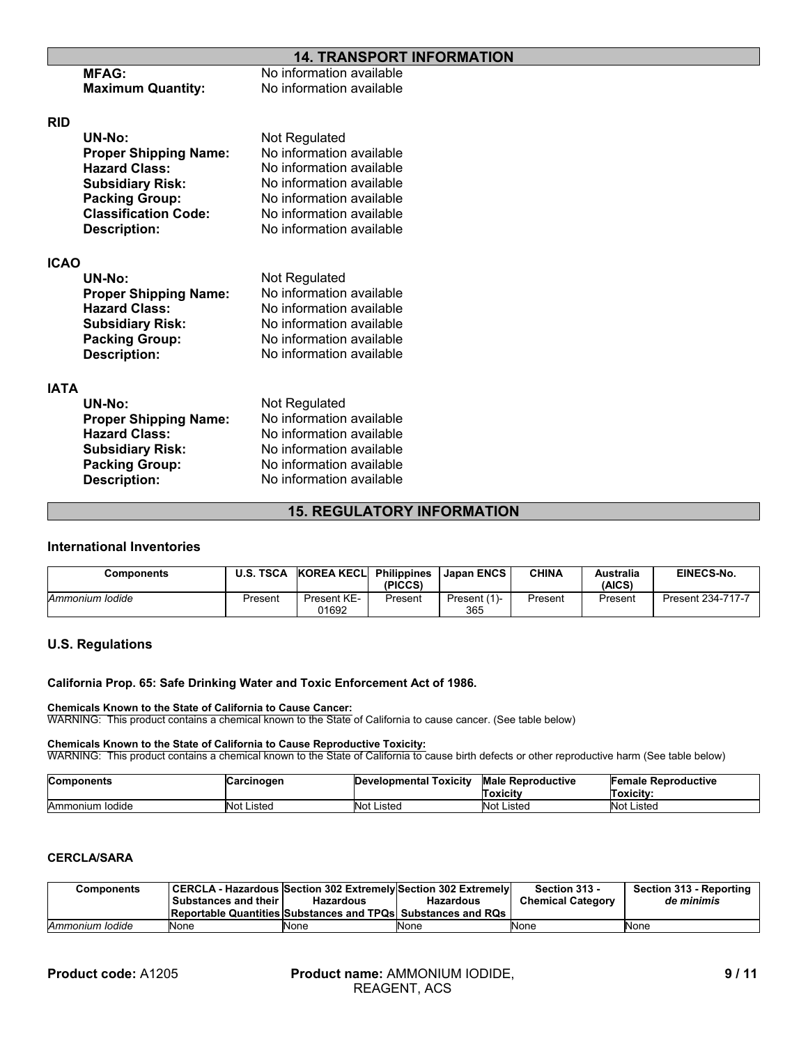## 14. TRANSPORT INFORMATION

**MFAG:** No information available
**Maximum Quantity:** No information available

**RID**

**UN-No:** Not Regulated
**Proper Shipping Name:** No information available
**Hazard Class:** No information available
**Subsidiary Risk:** No information available
**Packing Group:** No information available
**Classification Code:** No information available
**Description:** No information available

**ICAO**

**UN-No:** Not Regulated
**Proper Shipping Name:** No information available
**Hazard Class:** No information available
**Subsidiary Risk:** No information available
**Packing Group:** No information available
**Description:** No information available

**IATA**

**UN-No:** Not Regulated
**Proper Shipping Name:** No information available
**Hazard Class:** No information available
**Subsidiary Risk:** No information available
**Packing Group:** No information available
**Description:** No information available

## 15. REGULATORY INFORMATION

### International Inventories

| Components | U.S. TSCA | KOREA KECL | Philippines (PICCS) | Japan ENCS | CHINA | Australia (AICS) | EINECS-No. |
|---|---|---|---|---|---|---|---|
| *Ammonium Iodide* | Present | Present KE-01692 | Present | Present (1)-365 | Present | Present | Present 234-717-7 |

### U.S. Regulations

**California Prop. 65: Safe Drinking Water and Toxic Enforcement Act of 1986.**

**Chemicals Known to the State of California to Cause Cancer:**
WARNING: This product contains a chemical known to the State of California to cause cancer. (See table below)

**Chemicals Known to the State of California to Cause Reproductive Toxicity:**
WARNING: This product contains a chemical known to the State of California to cause birth defects or other reproductive harm (See table below)

| Components | Carcinogen | Developmental Toxicity | Male Reproductive Toxicity | Female Reproductive Toxicity: |
|---|---|---|---|---|
| Ammonium Iodide | Not Listed | Not Listed | Not Listed | Not Listed |

**CERCLA/SARA**

| Components | CERCLA - Hazardous Substances and their Reportable Quantities | Section 302 Extremely Hazardous Substances and TPQs | Section 302 Extremely Hazardous Substances and RQs | Section 313 - Chemical Category | Section 313 - Reporting *de minimis* |
|---|---|---|---|---|---|
| *Ammonium Iodide* | None | None | None | None | None |

**Product code:** A1205 **Product name:** AMMONIUM IODIDE, REAGENT, ACS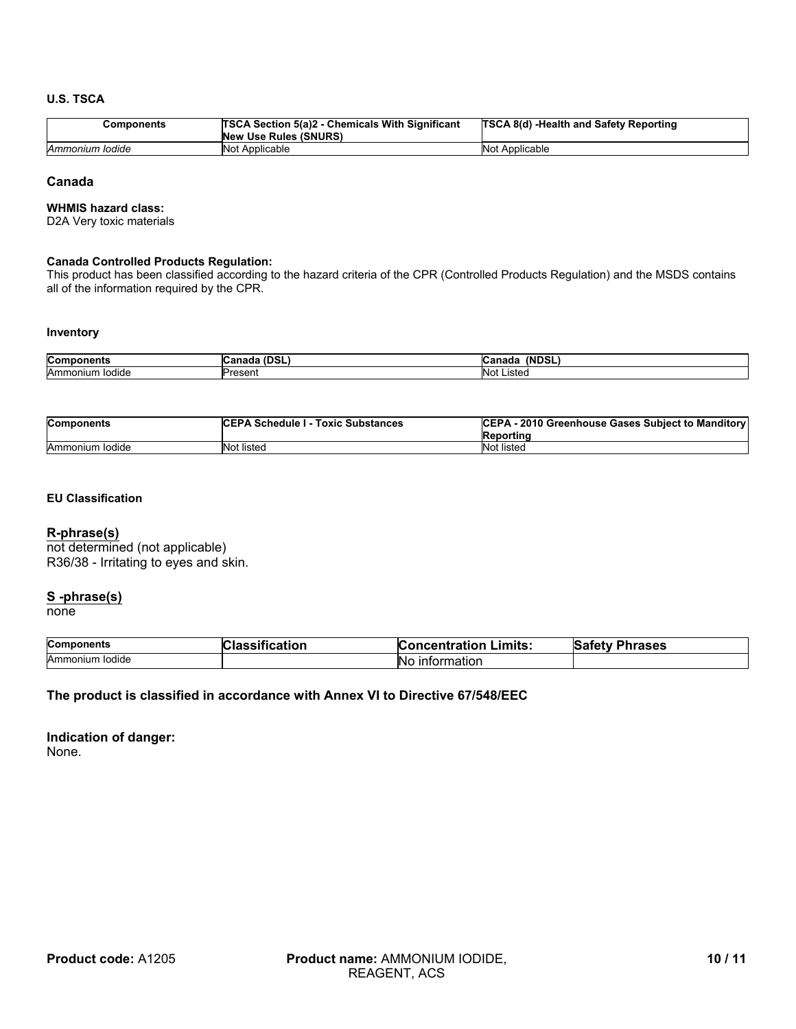#### U.S. TSCA

| Components | TSCA Section 5(a)2 - Chemicals With Significant New Use Rules (SNURS) | TSCA 8(d) -Health and Safety Reporting |
|---|---|---|
| *Ammonium Iodide* | Not Applicable | Not Applicable |

### Canada

#### WHMIS hazard class:

D2A Very toxic materials

#### Canada Controlled Products Regulation:

This product has been classified according to the hazard criteria of the CPR (Controlled Products Regulation) and the MSDS contains all of the information required by the CPR.

#### Inventory

| Components | Canada (DSL) | Canada (NDSL) |
|---|---|---|
| Ammonium Iodide | Present | Not Listed |

| Components | CEPA Schedule I - Toxic Substances | CEPA - 2010 Greenhouse Gases Subject to Manditory Reporting |
|---|---|---|
| Ammonium Iodide | Not listed | Not listed |

#### EU Classification

**R-phrase(s)**

not determined (not applicable)
R36/38 - Irritating to eyes and skin.

**S -phrase(s)**

none

| Components | Classification | Concentration Limits: | Safety Phrases |
|---|---|---|---|
| Ammonium Iodide | | No information | |

**The product is classified in accordance with Annex VI to Directive 67/548/EEC**

**Indication of danger:**

None.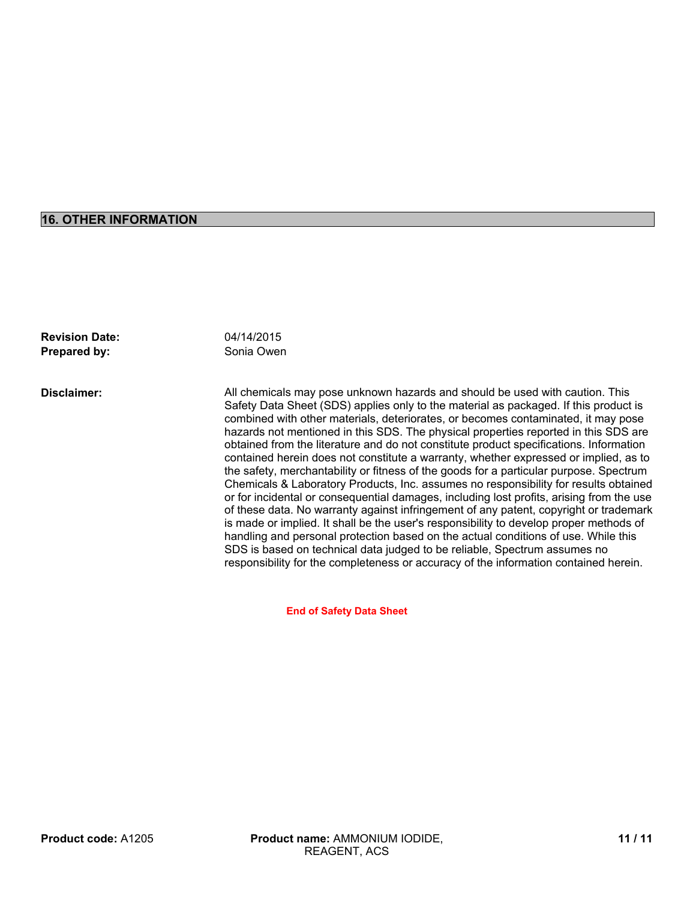## 16. OTHER INFORMATION

**Revision Date:** 04/14/2015
**Prepared by:** Sonia Owen

**Disclaimer:** All chemicals may pose unknown hazards and should be used with caution. This Safety Data Sheet (SDS) applies only to the material as packaged. If this product is combined with other materials, deteriorates, or becomes contaminated, it may pose hazards not mentioned in this SDS. The physical properties reported in this SDS are obtained from the literature and do not constitute product specifications. Information contained herein does not constitute a warranty, whether expressed or implied, as to the safety, merchantability or fitness of the goods for a particular purpose. Spectrum Chemicals & Laboratory Products, Inc. assumes no responsibility for results obtained or for incidental or consequential damages, including lost profits, arising from the use of these data. No warranty against infringement of any patent, copyright or trademark is made or implied. It shall be the user's responsibility to develop proper methods of handling and personal protection based on the actual conditions of use. While this SDS is based on technical data judged to be reliable, Spectrum assumes no responsibility for the completeness or accuracy of the information contained herein.

**End of Safety Data Sheet**